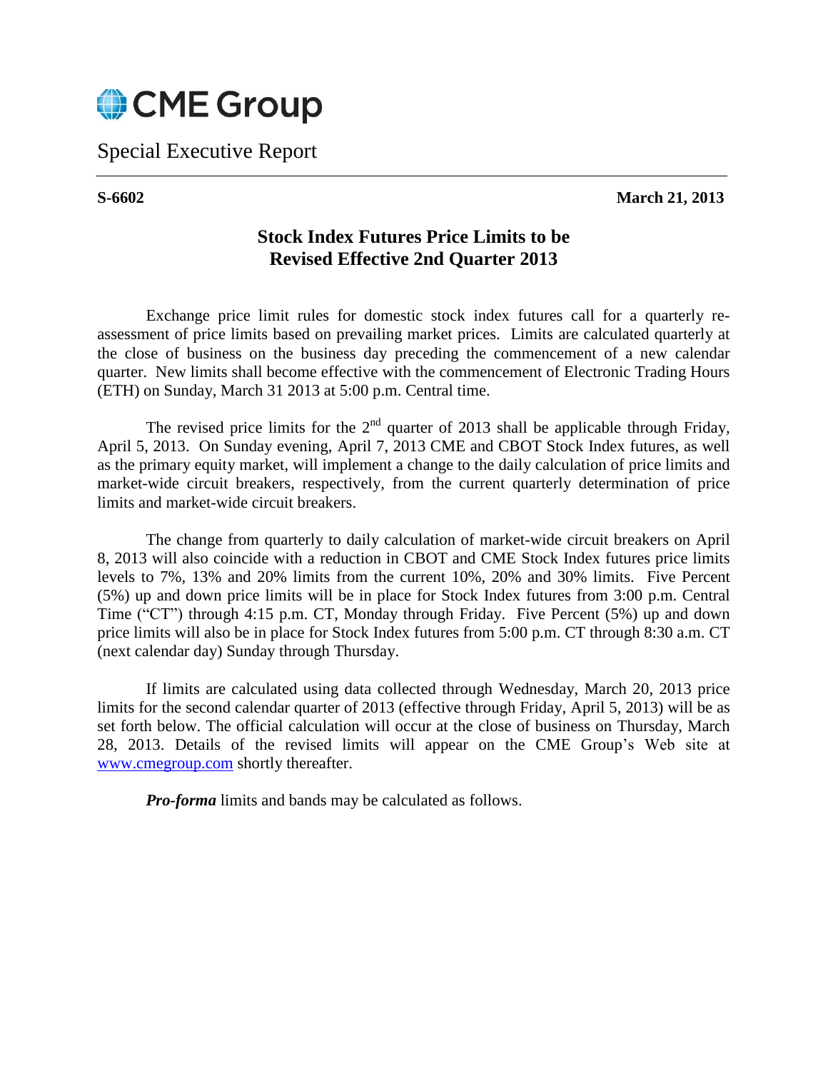CME Group

Special Executive Report

**S-6602** **March 21, 2013**

## Stock Index Futures Price Limits to be Revised Effective 2nd Quarter 2013

Exchange price limit rules for domestic stock index futures call for a quarterly re-assessment of price limits based on prevailing market prices. Limits are calculated quarterly at the close of business on the business day preceding the commencement of a new calendar quarter. New limits shall become effective with the commencement of Electronic Trading Hours (ETH) on Sunday, March 31 2013 at 5:00 p.m. Central time.

The revised price limits for the 2nd quarter of 2013 shall be applicable through Friday, April 5, 2013. On Sunday evening, April 7, 2013 CME and CBOT Stock Index futures, as well as the primary equity market, will implement a change to the daily calculation of price limits and market-wide circuit breakers, respectively, from the current quarterly determination of price limits and market-wide circuit breakers.

The change from quarterly to daily calculation of market-wide circuit breakers on April 8, 2013 will also coincide with a reduction in CBOT and CME Stock Index futures price limits levels to 7%, 13% and 20% limits from the current 10%, 20% and 30% limits. Five Percent (5%) up and down price limits will be in place for Stock Index futures from 3:00 p.m. Central Time ("CT") through 4:15 p.m. CT, Monday through Friday. Five Percent (5%) up and down price limits will also be in place for Stock Index futures from 5:00 p.m. CT through 8:30 a.m. CT (next calendar day) Sunday through Thursday.

If limits are calculated using data collected through Wednesday, March 20, 2013 price limits for the second calendar quarter of 2013 (effective through Friday, April 5, 2013) will be as set forth below. The official calculation will occur at the close of business on Thursday, March 28, 2013. Details of the revised limits will appear on the CME Group's Web site at www.cmegroup.com shortly thereafter.

***Pro-forma*** limits and bands may be calculated as follows.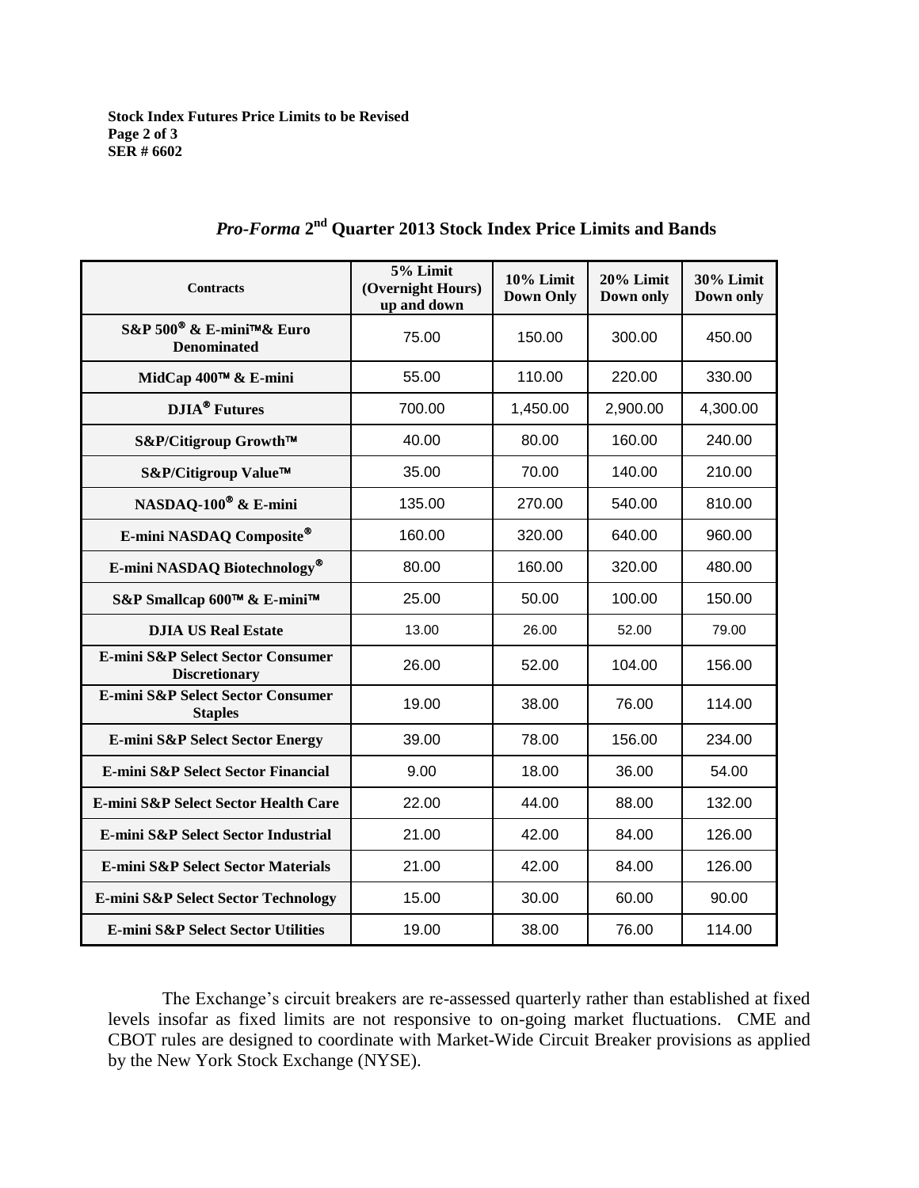## *Pro-Forma* 2nd Quarter 2013 Stock Index Price Limits and Bands

| Contracts | 5% Limit (Overnight Hours) up and down | 10% Limit Down Only | 20% Limit Down only | 30% Limit Down only |
|---|---|---|---|---|
| S&P 500® & E-mini™& Euro Denominated | 75.00 | 150.00 | 300.00 | 450.00 |
| MidCap 400™ & E-mini | 55.00 | 110.00 | 220.00 | 330.00 |
| DJIA® Futures | 700.00 | 1,450.00 | 2,900.00 | 4,300.00 |
| S&P/Citigroup Growth™ | 40.00 | 80.00 | 160.00 | 240.00 |
| S&P/Citigroup Value™ | 35.00 | 70.00 | 140.00 | 210.00 |
| NASDAQ-100® & E-mini | 135.00 | 270.00 | 540.00 | 810.00 |
| E-mini NASDAQ Composite® | 160.00 | 320.00 | 640.00 | 960.00 |
| E-mini NASDAQ Biotechnology® | 80.00 | 160.00 | 320.00 | 480.00 |
| S&P Smallcap 600™ & E-mini™ | 25.00 | 50.00 | 100.00 | 150.00 |
| DJIA US Real Estate | 13.00 | 26.00 | 52.00 | 79.00 |
| E-mini S&P Select Sector Consumer Discretionary | 26.00 | 52.00 | 104.00 | 156.00 |
| E-mini S&P Select Sector Consumer Staples | 19.00 | 38.00 | 76.00 | 114.00 |
| E-mini S&P Select Sector Energy | 39.00 | 78.00 | 156.00 | 234.00 |
| E-mini S&P Select Sector Financial | 9.00 | 18.00 | 36.00 | 54.00 |
| E-mini S&P Select Sector Health Care | 22.00 | 44.00 | 88.00 | 132.00 |
| E-mini S&P Select Sector Industrial | 21.00 | 42.00 | 84.00 | 126.00 |
| E-mini S&P Select Sector Materials | 21.00 | 42.00 | 84.00 | 126.00 |
| E-mini S&P Select Sector Technology | 15.00 | 30.00 | 60.00 | 90.00 |
| E-mini S&P Select Sector Utilities | 19.00 | 38.00 | 76.00 | 114.00 |

The Exchange's circuit breakers are re-assessed quarterly rather than established at fixed levels insofar as fixed limits are not responsive to on-going market fluctuations. CME and CBOT rules are designed to coordinate with Market-Wide Circuit Breaker provisions as applied by the New York Stock Exchange (NYSE).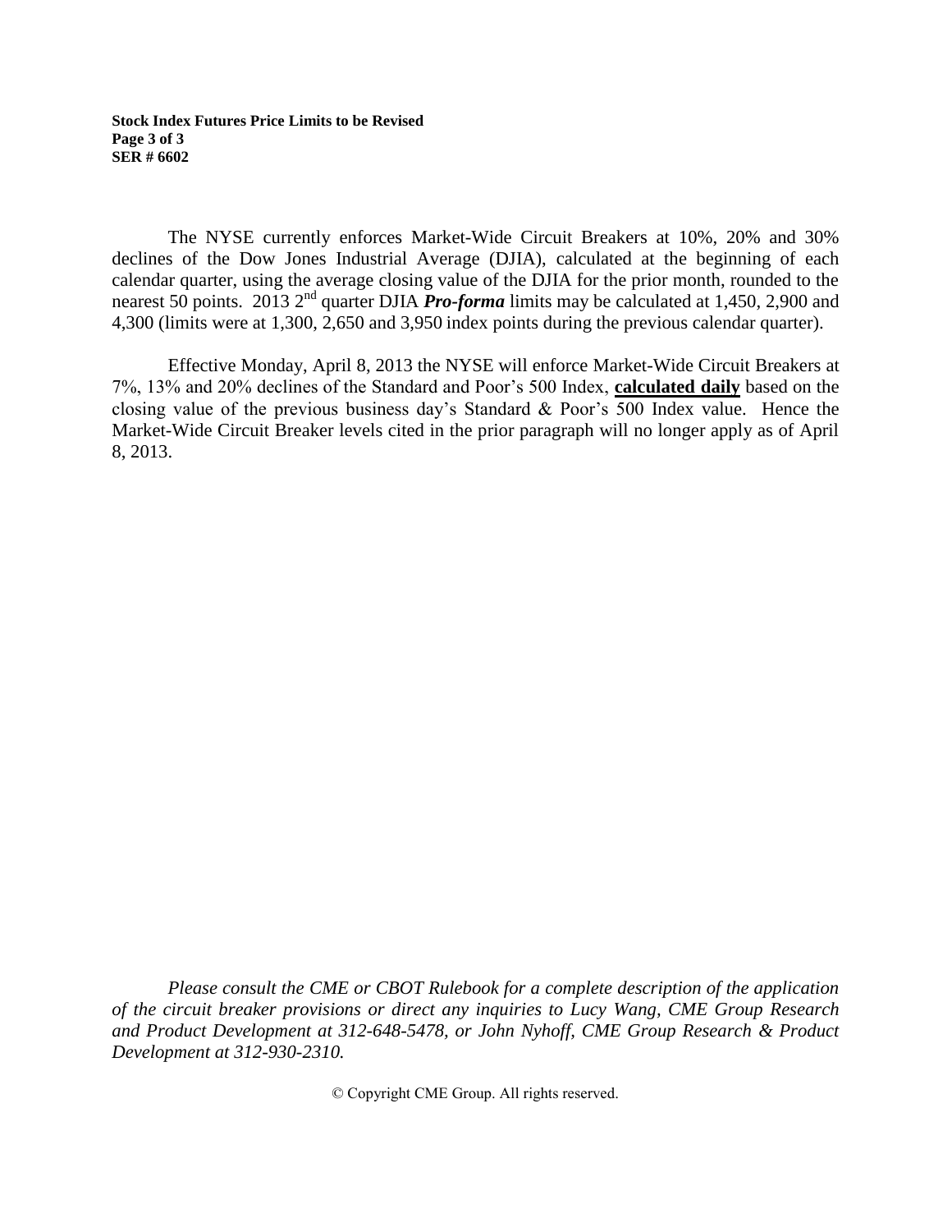The NYSE currently enforces Market-Wide Circuit Breakers at 10%, 20% and 30% declines of the Dow Jones Industrial Average (DJIA), calculated at the beginning of each calendar quarter, using the average closing value of the DJIA for the prior month, rounded to the nearest 50 points. 2013 2nd quarter DJIA ***Pro-forma*** limits may be calculated at 1,450, 2,900 and 4,300 (limits were at 1,300, 2,650 and 3,950 index points during the previous calendar quarter).

Effective Monday, April 8, 2013 the NYSE will enforce Market-Wide Circuit Breakers at 7%, 13% and 20% declines of the Standard and Poor's 500 Index, **calculated daily** based on the closing value of the previous business day's Standard & Poor's 500 Index value. Hence the Market-Wide Circuit Breaker levels cited in the prior paragraph will no longer apply as of April 8, 2013.

*Please consult the CME or CBOT Rulebook for a complete description of the application of the circuit breaker provisions or direct any inquiries to Lucy Wang, CME Group Research and Product Development at 312-648-5478, or John Nyhoff, CME Group Research & Product Development at 312-930-2310.*

© Copyright CME Group. All rights reserved.